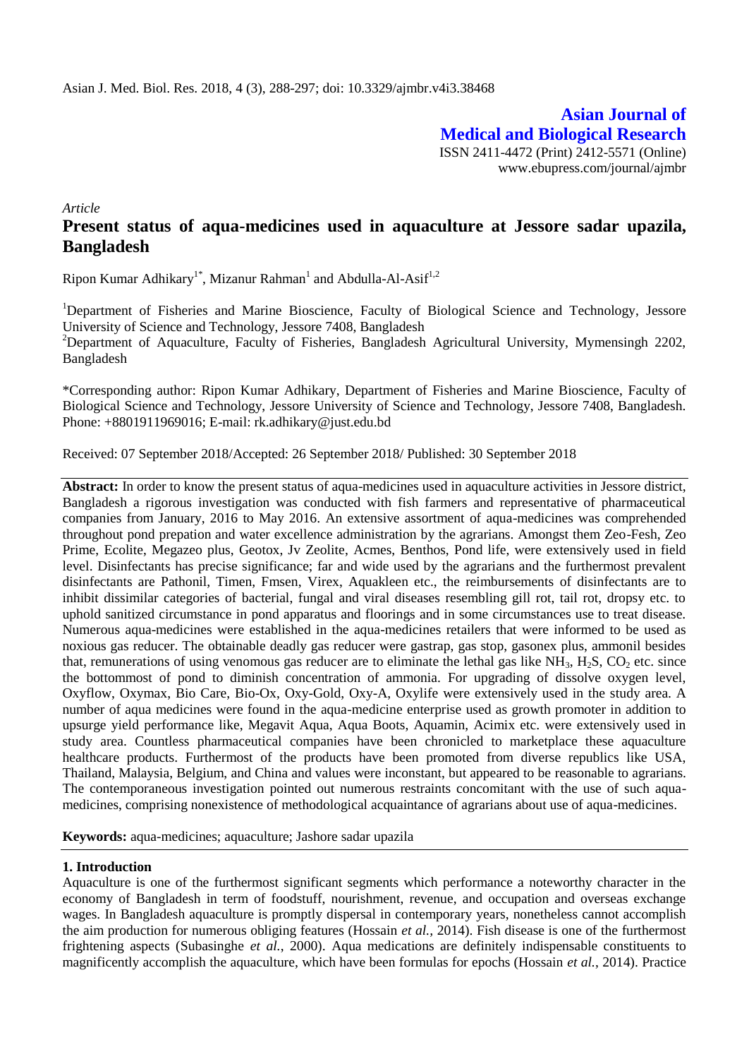# Asian Journal of Medical and Biological Research

ISSN 2411-4472 (Print) 2412-5571 (Online)
www.ebupress.com/journal/ajmbr

*Article*

## Present status of aqua-medicines used in aquaculture at Jessore sadar upazila, Bangladesh

Ripon Kumar Adhikary[1*], Mizanur Rahman[1] and Abdulla-Al-Asif[1,2]

[1]Department of Fisheries and Marine Bioscience, Faculty of Biological Science and Technology, Jessore University of Science and Technology, Jessore 7408, Bangladesh

[2]Department of Aquaculture, Faculty of Fisheries, Bangladesh Agricultural University, Mymensingh 2202, Bangladesh

*Corresponding author: Ripon Kumar Adhikary, Department of Fisheries and Marine Bioscience, Faculty of Biological Science and Technology, Jessore University of Science and Technology, Jessore 7408, Bangladesh. Phone: +8801911969016; E-mail: rk.adhikary@just.edu.bd

Received: 07 September 2018/Accepted: 26 September 2018/ Published: 30 September 2018

**Abstract:** In order to know the present status of aqua-medicines used in aquaculture activities in Jessore district, Bangladesh a rigorous investigation was conducted with fish farmers and representative of pharmaceutical companies from January, 2016 to May 2016. An extensive assortment of aqua-medicines was comprehended throughout pond prepation and water excellence administration by the agrarians. Amongst them Zeo-Fesh, Zeo Prime, Ecolite, Megazeo plus, Geotox, Jv Zeolite, Acmes, Benthos, Pond life, were extensively used in field level. Disinfectants has precise significance; far and wide used by the agrarians and the furthermost prevalent disinfectants are Pathonil, Timen, Fmsen, Virex, Aquakleen etc., the reimbursements of disinfectants are to inhibit dissimilar categories of bacterial, fungal and viral diseases resembling gill rot, tail rot, dropsy etc. to uphold sanitized circumstance in pond apparatus and floorings and in some circumstances use to treat disease. Numerous aqua-medicines were established in the aqua-medicines retailers that were informed to be used as noxious gas reducer. The obtainable deadly gas reducer were gastrap, gas stop, gasonex plus, ammonil besides that, remunerations of using venomous gas reducer are to eliminate the lethal gas like $NH_3$, $H_2S$, $CO_2$ etc. since the bottommost of pond to diminish concentration of ammonia. For upgrading of dissolve oxygen level, Oxyflow, Oxymax, Bio Care, Bio-Ox, Oxy-Gold, Oxy-A, Oxylife were extensively used in the study area. A number of aqua medicines were found in the aqua-medicine enterprise used as growth promoter in addition to upsurge yield performance like, Megavit Aqua, Aqua Boots, Aquamin, Acimix etc. were extensively used in study area. Countless pharmaceutical companies have been chronicled to marketplace these aquaculture healthcare products. Furthermost of the products have been promoted from diverse republics like USA, Thailand, Malaysia, Belgium, and China and values were inconstant, but appeared to be reasonable to agrarians. The contemporaneous investigation pointed out numerous restraints concomitant with the use of such aqua-medicines, comprising nonexistence of methodological acquaintance of agrarians about use of aqua-medicines.

**Keywords:** aqua-medicines; aquaculture; Jashore sadar upazila

### 1. Introduction

Aquaculture is one of the furthermost significant segments which performance a noteworthy character in the economy of Bangladesh in term of foodstuff, nourishment, revenue, and occupation and overseas exchange wages. In Bangladesh aquaculture is promptly dispersal in contemporary years, nonetheless cannot accomplish the aim production for numerous obliging features (Hossain *et al.,* 2014). Fish disease is one of the furthermost frightening aspects (Subasinghe *et al.*, 2000). Aqua medications are definitely indispensable constituents to magnificently accomplish the aquaculture, which have been formulas for epochs (Hossain *et al.*, 2014). Practice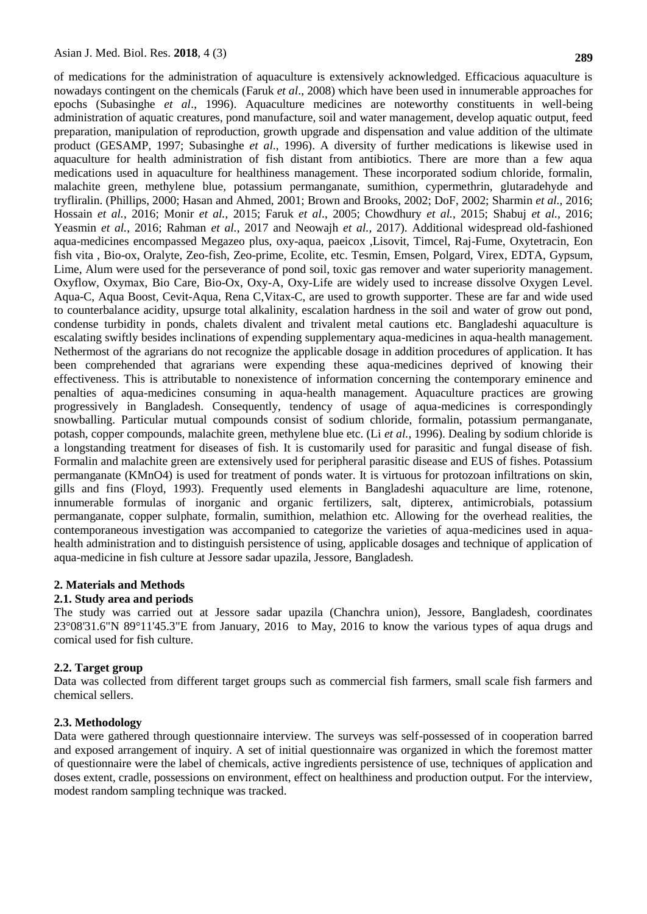of medications for the administration of aquaculture is extensively acknowledged. Efficacious aquaculture is nowadays contingent on the chemicals (Faruk *et al*., 2008) which have been used in innumerable approaches for epochs (Subasinghe *et al*., 1996). Aquaculture medicines are noteworthy constituents in well-being administration of aquatic creatures, pond manufacture, soil and water management, develop aquatic output, feed preparation, manipulation of reproduction, growth upgrade and dispensation and value addition of the ultimate product (GESAMP, 1997; Subasinghe *et al*., 1996). A diversity of further medications is likewise used in aquaculture for health administration of fish distant from antibiotics. There are more than a few aqua medications used in aquaculture for healthiness management. These incorporated sodium chloride, formalin, malachite green, methylene blue, potassium permanganate, sumithion, cypermethrin, glutaradehyde and tryfliralin. (Phillips, 2000; Hasan and Ahmed, 2001; Brown and Brooks, 2002; DoF, 2002; Sharmin *et al.*, 2016; Hossain *et al.*, 2016; Monir *et al.*, 2015; Faruk *et al*., 2005; Chowdhury *et al.*, 2015; Shabuj *et al.,* 2016; Yeasmin *et al.*, 2016; Rahman *et al.*, 2017 and Neowajh *et al.,* 2017). Additional widespread old-fashioned aqua-medicines encompassed Megazeo plus, oxy-aqua, paeicox ,Lisovit, Timcel, Raj-Fume, Oxytetracin, Eon fish vita , Bio-ox, Oralyte, Zeo-fish, Zeo-prime, Ecolite, etc. Tesmin, Emsen, Polgard, Virex, EDTA, Gypsum, Lime, Alum were used for the perseverance of pond soil, toxic gas remover and water superiority management. Oxyflow, Oxymax, Bio Care, Bio-Ox, Oxy-A, Oxy-Life are widely used to increase dissolve Oxygen Level. Aqua-C, Aqua Boost, Cevit-Aqua, Rena C,Vitax-C, are used to growth supporter. These are far and wide used to counterbalance acidity, upsurge total alkalinity, escalation hardness in the soil and water of grow out pond, condense turbidity in ponds, chalets divalent and trivalent metal cautions etc. Bangladeshi aquaculture is escalating swiftly besides inclinations of expending supplementary aqua-medicines in aqua-health management. Nethermost of the agrarians do not recognize the applicable dosage in addition procedures of application. It has been comprehended that agrarians were expending these aqua-medicines deprived of knowing their effectiveness. This is attributable to nonexistence of information concerning the contemporary eminence and penalties of aqua-medicines consuming in aqua-health management. Aquaculture practices are growing progressively in Bangladesh. Consequently, tendency of usage of aqua-medicines is correspondingly snowballing. Particular mutual compounds consist of sodium chloride, formalin, potassium permanganate, potash, copper compounds, malachite green, methylene blue etc. (Li *et al.*, 1996). Dealing by sodium chloride is a longstanding treatment for diseases of fish. It is customarily used for parasitic and fungal disease of fish. Formalin and malachite green are extensively used for peripheral parasitic disease and EUS of fishes. Potassium permanganate ($KMnO_4$) is used for treatment of ponds water. It is virtuous for protozoan infiltrations on skin, gills and fins (Floyd, 1993). Frequently used elements in Bangladeshi aquaculture are lime, rotenone, innumerable formulas of inorganic and organic fertilizers, salt, dipterex, antimicrobials, potassium permanganate, copper sulphate, formalin, sumithion, melathion etc. Allowing for the overhead realities, the contemporaneous investigation was accompanied to categorize the varieties of aqua-medicines used in aqua-health administration and to distinguish persistence of using, applicable dosages and technique of application of aqua-medicine in fish culture at Jessore sadar upazila, Jessore, Bangladesh.

## 2. Materials and Methods

### 2.1. Study area and periods

The study was carried out at Jessore sadar upazila (Chanchra union), Jessore, Bangladesh, coordinates 23°08'31.6"N 89°11'45.3"E from January, 2016 to May, 2016 to know the various types of aqua drugs and comical used for fish culture.

### 2.2. Target group

Data was collected from different target groups such as commercial fish farmers, small scale fish farmers and chemical sellers.

### 2.3. Methodology

Data were gathered through questionnaire interview. The surveys was self-possessed of in cooperation barred and exposed arrangement of inquiry. A set of initial questionnaire was organized in which the foremost matter of questionnaire were the label of chemicals, active ingredients persistence of use, techniques of application and doses extent, cradle, possessions on environment, effect on healthiness and production output. For the interview, modest random sampling technique was tracked.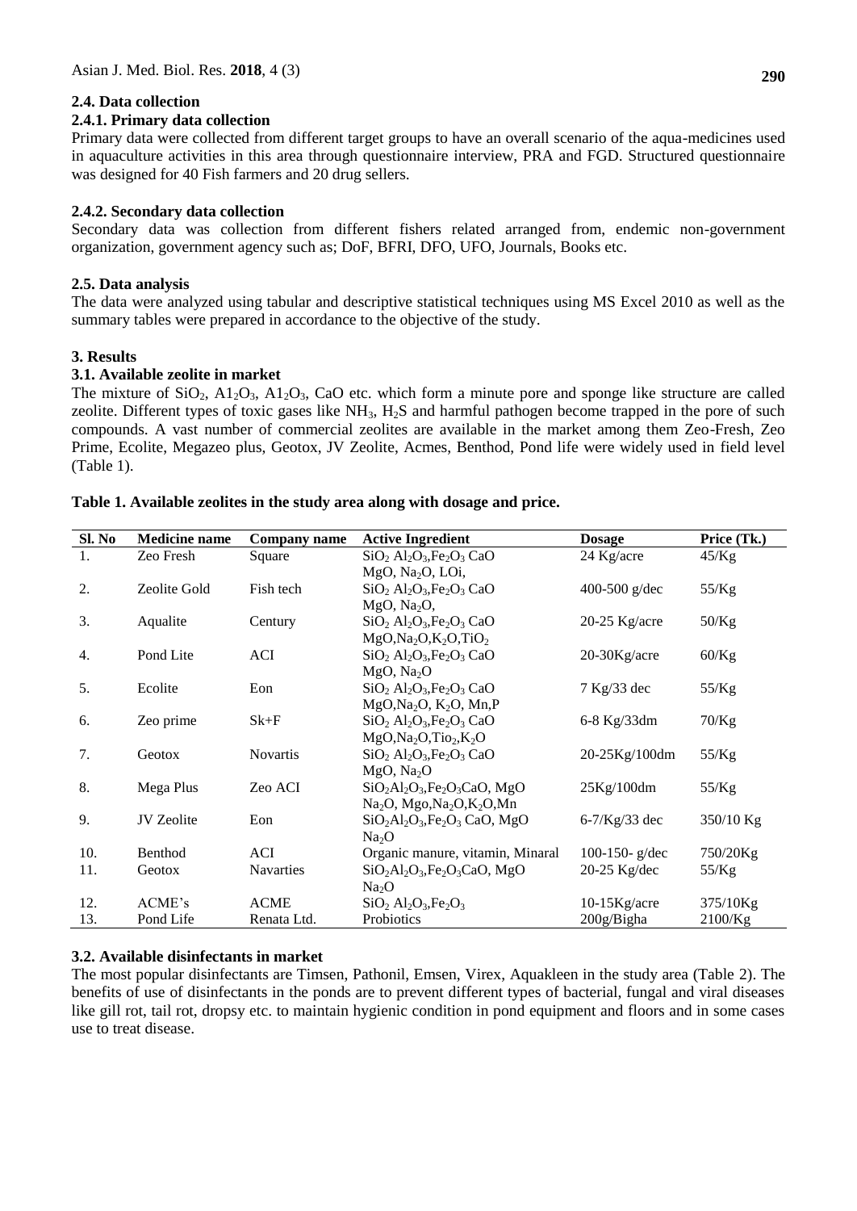### 2.4. Data collection

#### 2.4.1. Primary data collection

Primary data were collected from different target groups to have an overall scenario of the aqua-medicines used in aquaculture activities in this area through questionnaire interview, PRA and FGD. Structured questionnaire was designed for 40 Fish farmers and 20 drug sellers.

#### 2.4.2. Secondary data collection

Secondary data was collection from different fishers related arranged from, endemic non-government organization, government agency such as; DoF, BFRI, DFO, UFO, Journals, Books etc.

### 2.5. Data analysis

The data were analyzed using tabular and descriptive statistical techniques using MS Excel 2010 as well as the summary tables were prepared in accordance to the objective of the study.

## 3. Results

### 3.1. Available zeolite in market

The mixture of $SiO_2$, $A1_2O_3$, $A1_2O_3$, CaO etc. which form a minute pore and sponge like structure are called zeolite. Different types of toxic gases like $NH_3$, $H_2S$ and harmful pathogen become trapped in the pore of such compounds. A vast number of commercial zeolites are available in the market among them Zeo-Fresh, Zeo Prime, Ecolite, Megazeo plus, Geotox, JV Zeolite, Acmes, Benthod, Pond life were widely used in field level (Table 1).

**Table 1. Available zeolites in the study area along with dosage and price.**

| Sl. No | Medicine name | Company name | Active Ingredient | Dosage | Price (Tk.) |
|---|---|---|---|---|---|
| 1. | Zeo Fresh | Square | $SiO_2$ $Al_2O_3$,$Fe_2O_3$ CaO MgO, $Na_2O$, LOi, | 24 Kg/acre | 45/Kg |
| 2. | Zeolite Gold | Fish tech | $SiO_2$ $Al_2O_3$,$Fe_2O_3$ CaO MgO, $Na_2O$, | 400-500 g/dec | 55/Kg |
| 3. | Aqualite | Century | $SiO_2$ $Al_2O_3$,$Fe_2O_3$ CaO MgO,$Na_2O$,$K_2O$,$TiO_2$ | 20-25 Kg/acre | 50/Kg |
| 4. | Pond Lite | ACI | $SiO_2$ $Al_2O_3$,$Fe_2O_3$ CaO MgO, $Na_2O$ | 20-30Kg/acre | 60/Kg |
| 5. | Ecolite | Eon | $SiO_2$ $Al_2O_3$,$Fe_2O_3$ CaO MgO,$Na_2O$, $K_2O$, Mn,P | 7 Kg/33 dec | 55/Kg |
| 6. | Zeo prime | Sk+F | $SiO_2$ $Al_2O_3$,$Fe_2O_3$ CaO MgO,$Na_2O$,$Tio_2$,$K_2O$ | 6-8 Kg/33dm | 70/Kg |
| 7. | Geotox | Novartis | $SiO_2$ $Al_2O_3$,$Fe_2O_3$ CaO MgO, $Na_2O$ | 20-25Kg/100dm | 55/Kg |
| 8. | Mega Plus | Zeo ACI | $SiO_2Al_2O_3$,$Fe_2O_3$CaO, MgO $Na_2O$, Mgo,$Na_2O$,$K_2O$,Mn | 25Kg/100dm | 55/Kg |
| 9. | JV Zeolite | Eon | $SiO_2Al_2O_3$,$Fe_2O_3$ CaO, MgO $Na_2O$ | 6-7/Kg/33 dec | 350/10 Kg |
| 10. | Benthod | ACI | Organic manure, vitamin, Minaral | 100-150- g/dec | 750/20Kg |
| 11. | Geotox | Navarties | $SiO_2Al_2O_3$,$Fe_2O_3$CaO, MgO $Na_2O$ | 20-25 Kg/dec | 55/Kg |
| 12. | ACME's | ACME | $SiO_2$ $Al_2O_3$,$Fe_2O_3$ | 10-15Kg/acre | 375/10Kg |
| 13. | Pond Life | Renata Ltd. | Probiotics | 200g/Bigha | 2100/Kg |

### 3.2. Available disinfectants in market

The most popular disinfectants are Timsen, Pathonil, Emsen, Virex, Aquakleen in the study area (Table 2). The benefits of use of disinfectants in the ponds are to prevent different types of bacterial, fungal and viral diseases like gill rot, tail rot, dropsy etc. to maintain hygienic condition in pond equipment and floors and in some cases use to treat disease.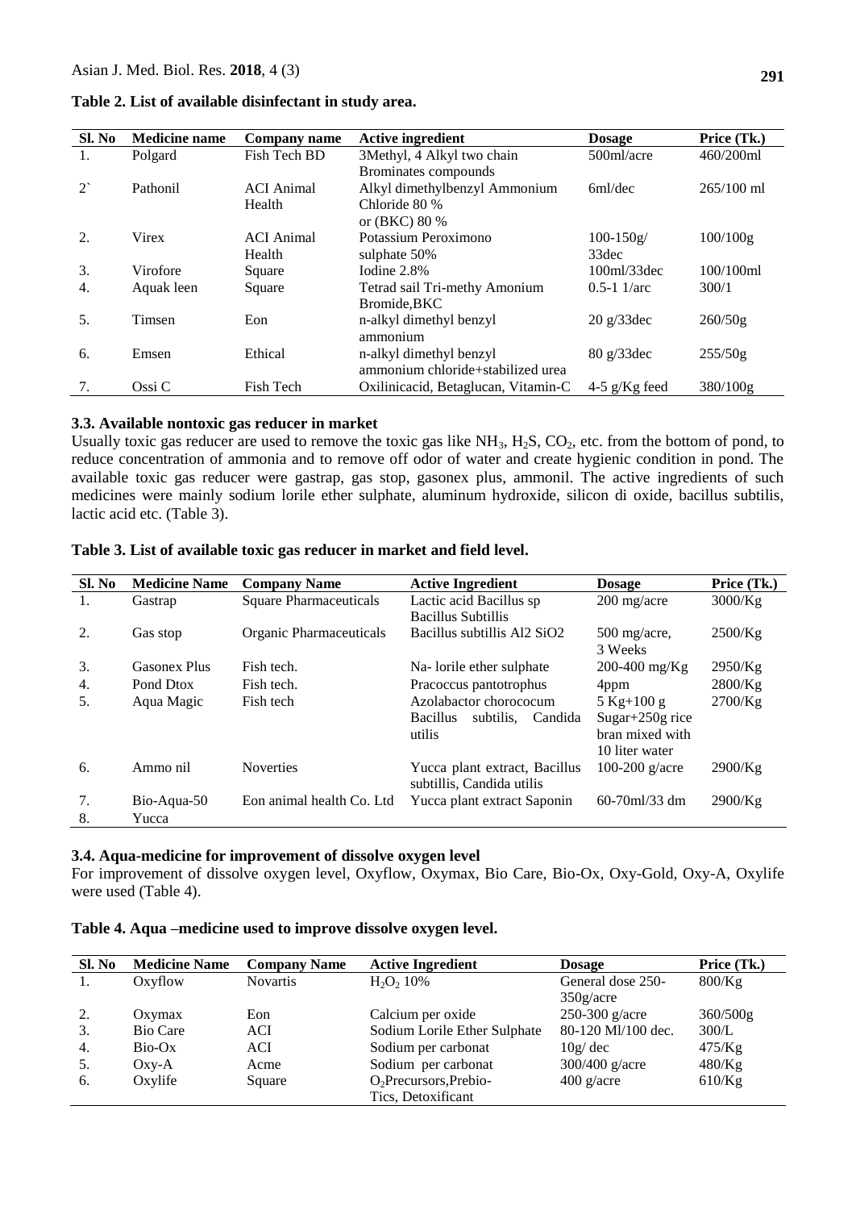**Table 2. List of available disinfectant in study area.**

| Sl. No | Medicine name | Company name | Active ingredient | Dosage | Price (Tk.) |
|---|---|---|---|---|---|
| 1. | Polgard | Fish Tech BD | 3Methyl, 4 Alkyl two chain Brominates compounds | 500ml/acre | 460/200ml |
| 2` | Pathonil | ACI Animal Health | Alkyl dimethylbenzyl Ammonium Chloride 80 % or (BKC) 80 % | 6ml/dec | 265/100 ml |
| 2. | Virex | ACI Animal Health | Potassium Peroximono sulphate 50% | 100-150g/ 33dec | 100/100g |
| 3. | Virofore | Square | Iodine 2.8% | 100ml/33dec | 100/100ml |
| 4. | Aquak leen | Square | Tetrad sail Tri-methy Amonium Bromide,BKC | 0.5-1 1/arc | 300/1 |
| 5. | Timsen | Eon | n-alkyl dimethyl benzyl ammonium | 20 g/33dec | 260/50g |
| 6. | Emsen | Ethical | n-alkyl dimethyl benzyl ammonium chloride+stabilized urea | 80 g/33dec | 255/50g |
| 7. | Ossi C | Fish Tech | Oxilinicacid, Betaglucan, Vitamin-C | 4-5 g/Kg feed | 380/100g |

### 3.3. Available nontoxic gas reducer in market

Usually toxic gas reducer are used to remove the toxic gas like $NH_3$, $H_2S$, $CO_2$, etc. from the bottom of pond, to reduce concentration of ammonia and to remove off odor of water and create hygienic condition in pond. The available toxic gas reducer were gastrap, gas stop, gasonex plus, ammonil. The active ingredients of such medicines were mainly sodium lorile ether sulphate, aluminum hydroxide, silicon di oxide, bacillus subtilis, lactic acid etc. (Table 3).

**Table 3. List of available toxic gas reducer in market and field level.**

| Sl. No | Medicine Name | Company Name | Active Ingredient | Dosage | Price (Tk.) |
|---|---|---|---|---|---|
| 1. | Gastrap | Square Pharmaceuticals | Lactic acid Bacillus sp Bacillus Subtillis | 200 mg/acre | 3000/Kg |
| 2. | Gas stop | Organic Pharmaceuticals | Bacillus subtillis Al2 SiO2 | 500 mg/acre, 3 Weeks | 2500/Kg |
| 3. | Gasonex Plus | Fish tech. | Na- lorile ether sulphate | 200-400 mg/Kg | 2950/Kg |
| 4. | Pond Dtox | Fish tech. | Pracoccus pantotrophus | 4ppm | 2800/Kg |
| 5. | Aqua Magic | Fish tech | Azolabactor chorococum Bacillus subtilis, Candida utilis | 5 Kg+100 g Sugar+250g rice bran mixed with 10 liter water | 2700/Kg |
| 6. | Ammo nil | Noverties | Yucca plant extract, Bacillus subtillis, Candida utilis | 100-200 g/acre | 2900/Kg |
| 7. | Bio-Aqua-50 | Eon animal health Co. Ltd | Yucca plant extract Saponin | 60-70ml/33 dm | 2900/Kg |
| 8. | Yucca | | | | |

### 3.4. Aqua-medicine for improvement of dissolve oxygen level

For improvement of dissolve oxygen level, Oxyflow, Oxymax, Bio Care, Bio-Ox, Oxy-Gold, Oxy-A, Oxylife were used (Table 4).

**Table 4. Aqua –medicine used to improve dissolve oxygen level.**

| Sl. No | Medicine Name | Company Name | Active Ingredient | Dosage | Price (Tk.) |
|---|---|---|---|---|---|
| 1. | Oxyflow | Novartis | $H_2O_2$ 10% | General dose 250-350g/acre | 800/Kg |
| 2. | Oxymax | Eon | Calcium per oxide | 250-300 g/acre | 360/500g |
| 3. | Bio Care | ACI | Sodium Lorile Ether Sulphate | 80-120 Ml/100 dec. | 300/L |
| 4. | Bio-Ox | ACI | Sodium per carbonat | 10g/ dec | 475/Kg |
| 5. | Oxy-A | Acme | Sodium per carbonat | 300/400 g/acre | 480/Kg |
| 6. | Oxylife | Square | $O_2$Precursors,Prebio-Tics, Detoxificant | 400 g/acre | 610/Kg |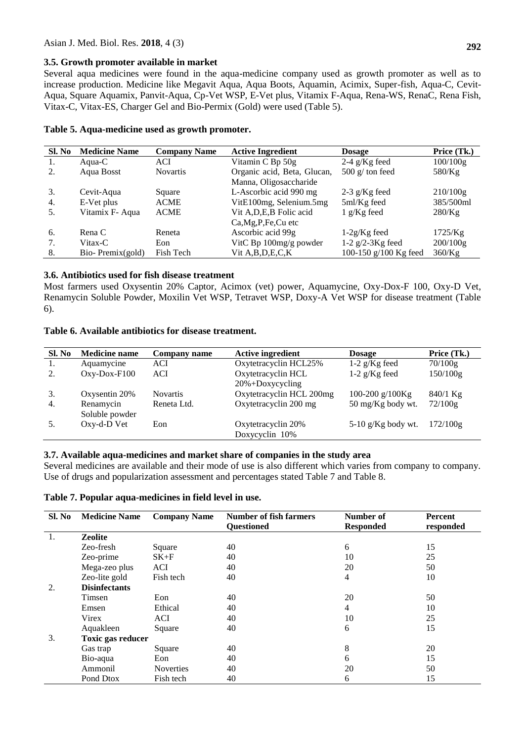### 3.5. Growth promoter available in market

Several aqua medicines were found in the aqua-medicine company used as growth promoter as well as to increase production. Medicine like Megavit Aqua, Aqua Boots, Aquamin, Acimix, Super-fish, Aqua-C, Cevit-Aqua, Square Aquamix, Panvit-Aqua, Cp-Vet WSP, E-Vet plus, Vitamix F-Aqua, Rena-WS, RenaC, Rena Fish, Vitax-C, Vitax-ES, Charger Gel and Bio-Permix (Gold) were used (Table 5).

**Table 5. Aqua-medicine used as growth promoter.**

| Sl. No | Medicine Name | Company Name | Active Ingredient | Dosage | Price (Tk.) |
|---|---|---|---|---|---|
| 1. | Aqua-C | ACI | Vitamin C Bp 50g | 2-4 g/Kg feed | 100/100g |
| 2. | Aqua Bosst | Novartis | Organic acid, Beta, Glucan, Manna, Oligosaccharide | 500 g/ ton feed | 580/Kg |
| 3. | Cevit-Aqua | Square | L-Ascorbic acid 990 mg | 2-3 g/Kg feed | 210/100g |
| 4. | E-Vet plus | ACME | VitE100mg, Selenium.5mg | 5ml/Kg feed | 385/500ml |
| 5. | Vitamix F- Aqua | ACME | Vit A,D,E,B Folic acid Ca,Mg,P,Fe,Cu etc | 1 g/Kg feed | 280/Kg |
| 6. | Rena C | Reneta | Ascorbic acid 99g | 1-2g/Kg feed | 1725/Kg |
| 7. | Vitax-C | Eon | VitC Bp 100mg/g powder | 1-2 g/2-3Kg feed | 200/100g |
| 8. | Bio- Premix(gold) | Fish Tech | Vit A,B,D,E,C,K | 100-150 g/100 Kg feed | 360/Kg |

### 3.6. Antibiotics used for fish disease treatment

Most farmers used Oxysentin 20% Captor, Acimox (vet) power, Aquamycine, Oxy-Dox-F 100, Oxy-D Vet, Renamycin Soluble Powder, Moxilin Vet WSP, Tetravet WSP, Doxy-A Vet WSP for disease treatment (Table 6).

**Table 6. Available antibiotics for disease treatment.**

| Sl. No | Medicine name | Company name | Active ingredient | Dosage | Price (Tk.) |
|---|---|---|---|---|---|
| 1. | Aquamycine | ACI | Oxytetracyclin HCL25% | 1-2 g/Kg feed | 70/100g |
| 2. | Oxy-Dox-F100 | ACI | Oxytetracyclin HCL 20%+Doxycycling | 1-2 g/Kg feed | 150/100g |
| 3. | Oxysentin 20% | Novartis | Oxytetracyclin HCL 200mg | 100-200 g/100Kg | 840/1 Kg |
| 4. | Renamycin Soluble powder | Reneta Ltd. | Oxytetracyclin 200 mg | 50 mg/Kg body wt. | 72/100g |
| 5. | Oxy-d-D Vet | Eon | Oxytetracyclin 20% Doxycyclin 10% | 5-10 g/Kg body wt. | 172/100g |

### 3.7. Available aqua-medicines and market share of companies in the study area

Several medicines are available and their mode of use is also different which varies from company to company. Use of drugs and popularization assessment and percentages stated Table 7 and Table 8.

**Table 7. Popular aqua-medicines in field level in use.**

| Sl. No | Medicine Name | Company Name | Number of fish farmers Questioned | Number of Responded | Percent responded |
|---|---|---|---|---|---|
| 1. | **Zeolite** | | | | |
| | Zeo-fresh | Square | 40 | 6 | 15 |
| | Zeo-prime | SK+F | 40 | 10 | 25 |
| | Mega-zeo plus | ACI | 40 | 20 | 50 |
| | Zeo-lite gold | Fish tech | 40 | 4 | 10 |
| 2. | **Disinfectants** | | | | |
| | Timsen | Eon | 40 | 20 | 50 |
| | Emsen | Ethical | 40 | 4 | 10 |
| | Virex | ACI | 40 | 10 | 25 |
| | Aquakleen | Square | 40 | 6 | 15 |
| 3. | **Toxic gas reducer** | | | | |
| | Gas trap | Square | 40 | 8 | 20 |
| | Bio-aqua | Eon | 40 | 6 | 15 |
| | Ammonil | Noverties | 40 | 20 | 50 |
| | Pond Dtox | Fish tech | 40 | 6 | 15 |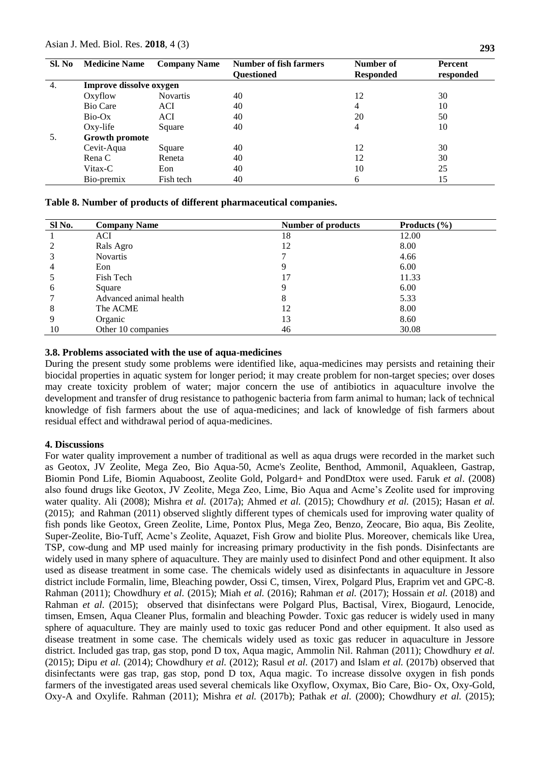| Sl. No | Medicine Name | Company Name | Number of fish farmers Questioned | Number of Responded | Percent responded |
|---|---|---|---|---|---|
| 4. | **Improve dissolve oxygen** | | | | |
| | Oxyflow | Novartis | 40 | 12 | 30 |
| | Bio Care | ACI | 40 | 4 | 10 |
| | Bio-Ox | ACI | 40 | 20 | 50 |
| | Oxy-life | Square | 40 | 4 | 10 |
| 5. | **Growth promote** | | | | |
| | Cevit-Aqua | Square | 40 | 12 | 30 |
| | Rena C | Reneta | 40 | 12 | 30 |
| | Vitax-C | Eon | 40 | 10 | 25 |
| | Bio-premix | Fish tech | 40 | 6 | 15 |

**Table 8. Number of products of different pharmaceutical companies.**

| Sl No. | Company Name | Number of products | Products (%) |
|---|---|---|---|
| 1 | ACI | 18 | 12.00 |
| 2 | Rals Agro | 12 | 8.00 |
| 3 | Novartis | 7 | 4.66 |
| 4 | Eon | 9 | 6.00 |
| 5 | Fish Tech | 17 | 11.33 |
| 6 | Square | 9 | 6.00 |
| 7 | Advanced animal health | 8 | 5.33 |
| 8 | The ACME | 12 | 8.00 |
| 9 | Organic | 13 | 8.60 |
| 10 | Other 10 companies | 46 | 30.08 |

### 3.8. Problems associated with the use of aqua-medicines

During the present study some problems were identified like, aqua-medicines may persists and retaining their biocidal properties in aquatic system for longer period; it may create problem for non-target species; over doses may create toxicity problem of water; major concern the use of antibiotics in aquaculture involve the development and transfer of drug resistance to pathogenic bacteria from farm animal to human; lack of technical knowledge of fish farmers about the use of aqua-medicines; and lack of knowledge of fish farmers about residual effect and withdrawal period of aqua-medicines.

## 4. Discussions

For water quality improvement a number of traditional as well as aqua drugs were recorded in the market such as Geotox, JV Zeolite, Mega Zeo, Bio Aqua-50, Acme's Zeolite, Benthod, Ammonil, Aquakleen, Gastrap, Biomin Pond Life, Biomin Aquaboost, Zeolite Gold, Polgard+ and PondDtox were used. Faruk *et al*. (2008) also found drugs like Geotox, JV Zeolite, Mega Zeo, Lime, Bio Aqua and Acme's Zeolite used for improving water quality. Ali (2008); Mishra *et al*. (2017a); Ahmed *et al.* (2015); Chowdhury *et al.* (2015); Hasan *et al.* (2015); and Rahman (2011) observed slightly different types of chemicals used for improving water quality of fish ponds like Geotox, Green Zeolite, Lime, Pontox Plus, Mega Zeo, Benzo, Zeocare, Bio aqua, Bis Zeolite, Super-Zeolite, Bio-Tuff, Acme's Zeolite, Aquazet, Fish Grow and biolite Plus. Moreover, chemicals like Urea, TSP, cow-dung and MP used mainly for increasing primary productivity in the fish ponds. Disinfectants are widely used in many sphere of aquaculture. They are mainly used to disinfect Pond and other equipment. It also used as disease treatment in some case. The chemicals widely used as disinfectants in aquaculture in Jessore district include Formalin, lime, Bleaching powder, Ossi C, timsen, Virex, Polgard Plus, Eraprim vet and GPC-8. Rahman (2011); Chowdhury *et al.* (2015); Miah *et al.* (2016); Rahman *et al.* (2017); Hossain *et al.* (2018) and Rahman *et al.* (2015); observed that disinfectans were Polgard Plus, Bactisal, Virex, Biogaurd, Lenocide, timsen, Emsen, Aqua Cleaner Plus, formalin and bleaching Powder. Toxic gas reducer is widely used in many sphere of aquaculture. They are mainly used to toxic gas reducer Pond and other equipment. It also used as disease treatment in some case. The chemicals widely used as toxic gas reducer in aquaculture in Jessore district. Included gas trap, gas stop, pond D tox, Aqua magic, Ammolin Nil. Rahman (2011); Chowdhury *et al.* (2015); Dipu *et al.* (2014); Chowdhury *et al.* (2012); Rasul *et al.* (2017) and Islam *et al.* (2017b) observed that disinfectants were gas trap, gas stop, pond D tox, Aqua magic. To increase dissolve oxygen in fish ponds farmers of the investigated areas used several chemicals like Oxyflow, Oxymax, Bio Care, Bio- Ox, Oxy-Gold, Oxy-A and Oxylife. Rahman (2011); Mishra *et al.* (2017b); Pathak *et al.* (2000); Chowdhury *et al.* (2015);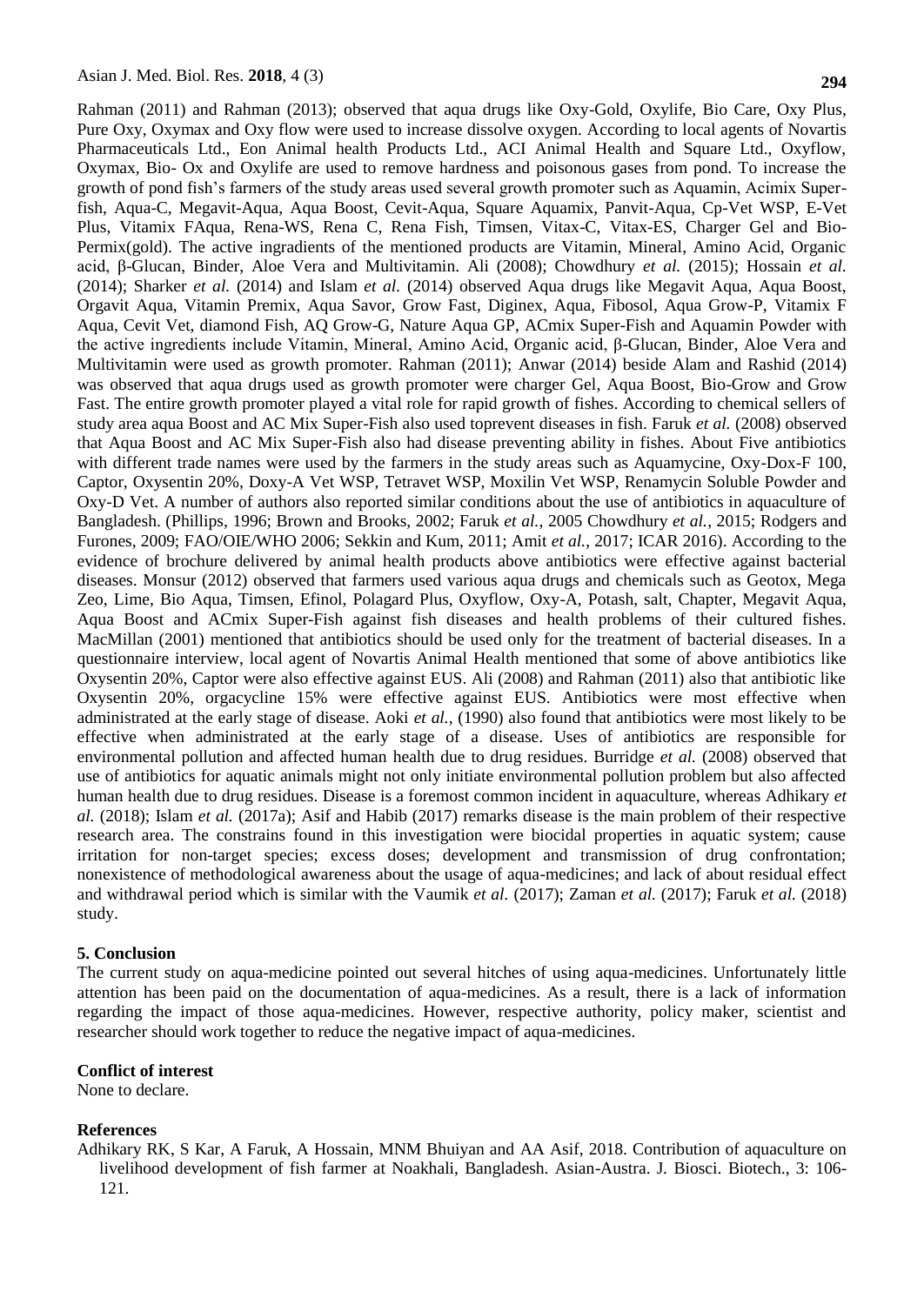Rahman (2011) and Rahman (2013); observed that aqua drugs like Oxy-Gold, Oxylife, Bio Care, Oxy Plus, Pure Oxy, Oxymax and Oxy flow were used to increase dissolve oxygen. According to local agents of Novartis Pharmaceuticals Ltd., Eon Animal health Products Ltd., ACI Animal Health and Square Ltd., Oxyflow, Oxymax, Bio- Ox and Oxylife are used to remove hardness and poisonous gases from pond. To increase the growth of pond fish's farmers of the study areas used several growth promoter such as Aquamin, Acimix Super-fish, Aqua-C, Megavit-Aqua, Aqua Boost, Cevit-Aqua, Square Aquamix, Panvit-Aqua, Cp-Vet WSP, E-Vet Plus, Vitamix FAqua, Rena-WS, Rena C, Rena Fish, Timsen, Vitax-C, Vitax-ES, Charger Gel and Bio-Permix(gold). The active ingradients of the mentioned products are Vitamin, Mineral, Amino Acid, Organic acid, β-Glucan, Binder, Aloe Vera and Multivitamin. Ali (2008); Chowdhury *et al.* (2015); Hossain *et al.* (2014); Sharker *et al.* (2014) and Islam *et al.* (2014) observed Aqua drugs like Megavit Aqua, Aqua Boost, Orgavit Aqua, Vitamin Premix, Aqua Savor, Grow Fast, Diginex, Aqua, Fibosol, Aqua Grow-P, Vitamix F Aqua, Cevit Vet, diamond Fish, AQ Grow-G, Nature Aqua GP, ACmix Super-Fish and Aquamin Powder with the active ingredients include Vitamin, Mineral, Amino Acid, Organic acid, β-Glucan, Binder, Aloe Vera and Multivitamin were used as growth promoter. Rahman (2011); Anwar (2014) beside Alam and Rashid (2014) was observed that aqua drugs used as growth promoter were charger Gel, Aqua Boost, Bio-Grow and Grow Fast. The entire growth promoter played a vital role for rapid growth of fishes. According to chemical sellers of study area aqua Boost and AC Mix Super-Fish also used toprevent diseases in fish. Faruk *et al.* (2008) observed that Aqua Boost and AC Mix Super-Fish also had disease preventing ability in fishes. About Five antibiotics with different trade names were used by the farmers in the study areas such as Aquamycine, Oxy-Dox-F 100, Captor, Oxysentin 20%, Doxy-A Vet WSP, Tetravet WSP, Moxilin Vet WSP, Renamycin Soluble Powder and Oxy-D Vet. A number of authors also reported similar conditions about the use of antibiotics in aquaculture of Bangladesh. (Phillips, 1996; Brown and Brooks, 2002; Faruk *et al.*, 2005 Chowdhury *et al.*, 2015; Rodgers and Furones, 2009; FAO/OIE/WHO 2006; Sekkin and Kum, 2011; Amit *et al.*, 2017; ICAR 2016). According to the evidence of brochure delivered by animal health products above antibiotics were effective against bacterial diseases. Monsur (2012) observed that farmers used various aqua drugs and chemicals such as Geotox, Mega Zeo, Lime, Bio Aqua, Timsen, Efinol, Polagard Plus, Oxyflow, Oxy-A, Potash, salt, Chapter, Megavit Aqua, Aqua Boost and ACmix Super-Fish against fish diseases and health problems of their cultured fishes. MacMillan (2001) mentioned that antibiotics should be used only for the treatment of bacterial diseases. In a questionnaire interview, local agent of Novartis Animal Health mentioned that some of above antibiotics like Oxysentin 20%, Captor were also effective against EUS. Ali (2008) and Rahman (2011) also that antibiotic like Oxysentin 20%, orgacycline 15% were effective against EUS. Antibiotics were most effective when administrated at the early stage of disease. Aoki *et al.*, (1990) also found that antibiotics were most likely to be effective when administrated at the early stage of a disease. Uses of antibiotics are responsible for environmental pollution and affected human health due to drug residues. Burridge *et al.* (2008) observed that use of antibiotics for aquatic animals might not only initiate environmental pollution problem but also affected human health due to drug residues. Disease is a foremost common incident in aquaculture, whereas Adhikary *et al.* (2018); Islam *et al.* (2017a); Asif and Habib (2017) remarks disease is the main problem of their respective research area. The constrains found in this investigation were biocidal properties in aquatic system; cause irritation for non-target species; excess doses; development and transmission of drug confrontation; nonexistence of methodological awareness about the usage of aqua-medicines; and lack of about residual effect and withdrawal period which is similar with the Vaumik *et al.* (2017); Zaman *et al.* (2017); Faruk *et al.* (2018) study.

## 5. Conclusion

The current study on aqua-medicine pointed out several hitches of using aqua-medicines. Unfortunately little attention has been paid on the documentation of aqua-medicines. As a result, there is a lack of information regarding the impact of those aqua-medicines. However, respective authority, policy maker, scientist and researcher should work together to reduce the negative impact of aqua-medicines.

## Conflict of interest

None to declare.

## References

Adhikary RK, S Kar, A Faruk, A Hossain, MNM Bhuiyan and AA Asif, 2018. Contribution of aquaculture on livelihood development of fish farmer at Noakhali, Bangladesh. Asian-Austra. J. Biosci. Biotech., 3: 106-121.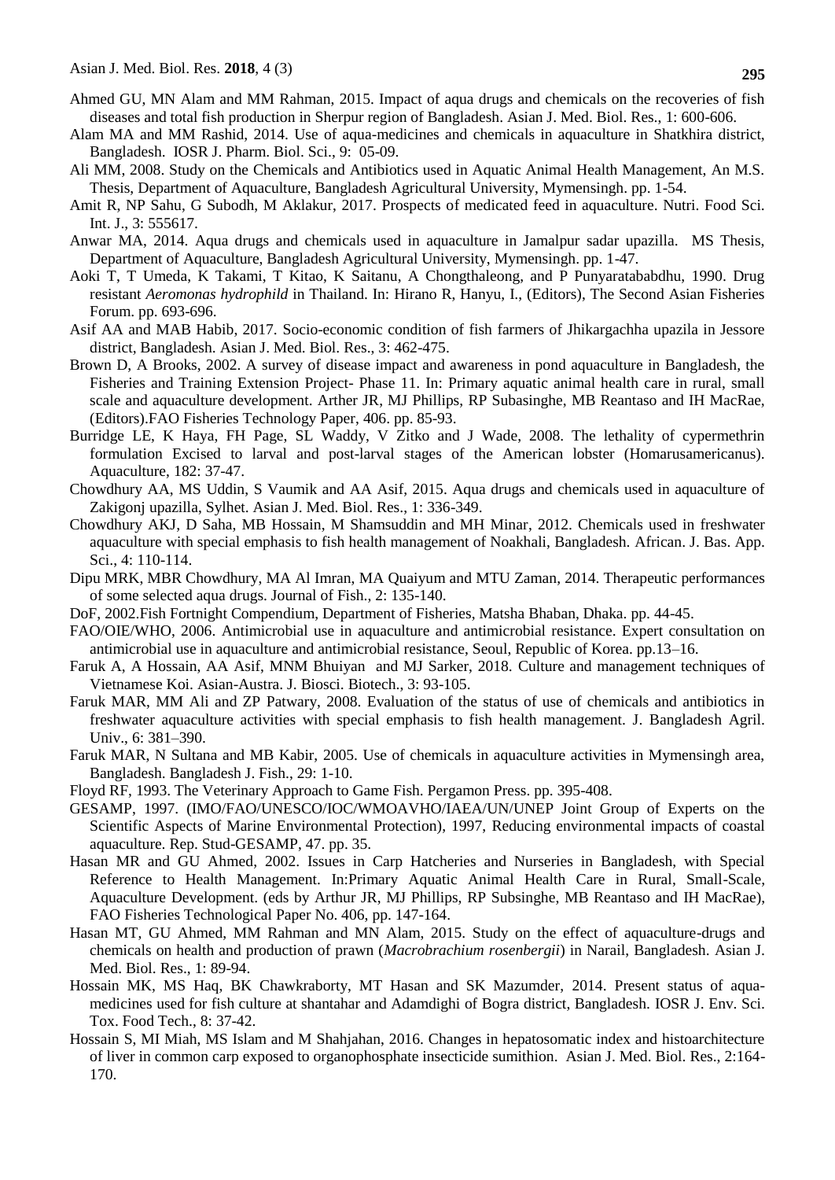Ahmed GU, MN Alam and MM Rahman, 2015. Impact of aqua drugs and chemicals on the recoveries of fish diseases and total fish production in Sherpur region of Bangladesh. Asian J. Med. Biol. Res., 1: 600-606.

Alam MA and MM Rashid, 2014. Use of aqua-medicines and chemicals in aquaculture in Shatkhira district, Bangladesh. IOSR J. Pharm. Biol. Sci., 9: 05-09.

Ali MM, 2008. Study on the Chemicals and Antibiotics used in Aquatic Animal Health Management, An M.S. Thesis, Department of Aquaculture, Bangladesh Agricultural University, Mymensingh. pp. 1-54.

Amit R, NP Sahu, G Subodh, M Aklakur, 2017. Prospects of medicated feed in aquaculture. Nutri. Food Sci. Int. J., 3: 555617.

Anwar MA, 2014. Aqua drugs and chemicals used in aquaculture in Jamalpur sadar upazilla. MS Thesis, Department of Aquaculture, Bangladesh Agricultural University, Mymensingh. pp. 1-47.

Aoki T, T Umeda, K Takami, T Kitao, K Saitanu, A Chongthaleong, and P Punyaratababdhu, 1990. Drug resistant *Aeromonas hydrophild* in Thailand. In: Hirano R, Hanyu, I., (Editors), The Second Asian Fisheries Forum. pp. 693-696.

Asif AA and MAB Habib, 2017. Socio-economic condition of fish farmers of Jhikargachha upazila in Jessore district, Bangladesh. Asian J. Med. Biol. Res., 3: 462-475.

Brown D, A Brooks, 2002. A survey of disease impact and awareness in pond aquaculture in Bangladesh, the Fisheries and Training Extension Project- Phase 11. In: Primary aquatic animal health care in rural, small scale and aquaculture development. Arther JR, MJ Phillips, RP Subasinghe, MB Reantaso and IH MacRae, (Editors).FAO Fisheries Technology Paper, 406. pp. 85-93.

Burridge LE, K Haya, FH Page, SL Waddy, V Zitko and J Wade, 2008. The lethality of cypermethrin formulation Excised to larval and post-larval stages of the American lobster (Homarusamericanus). Aquaculture, 182: 37-47.

Chowdhury AA, MS Uddin, S Vaumik and AA Asif, 2015. Aqua drugs and chemicals used in aquaculture of Zakigonj upazilla, Sylhet. Asian J. Med. Biol. Res., 1: 336-349.

Chowdhury AKJ, D Saha, MB Hossain, M Shamsuddin and MH Minar, 2012. Chemicals used in freshwater aquaculture with special emphasis to fish health management of Noakhali, Bangladesh. African. J. Bas. App. Sci., 4: 110-114.

Dipu MRK, MBR Chowdhury, MA Al Imran, MA Quaiyum and MTU Zaman, 2014. Therapeutic performances of some selected aqua drugs. Journal of Fish., 2: 135-140.

DoF, 2002.Fish Fortnight Compendium, Department of Fisheries, Matsha Bhaban, Dhaka. pp. 44-45.

FAO/OIE/WHO, 2006. Antimicrobial use in aquaculture and antimicrobial resistance. Expert consultation on antimicrobial use in aquaculture and antimicrobial resistance, Seoul, Republic of Korea. pp.13–16.

Faruk A, A Hossain, AA Asif, MNM Bhuiyan and MJ Sarker, 2018. Culture and management techniques of Vietnamese Koi. Asian-Austra. J. Biosci. Biotech., 3: 93-105.

Faruk MAR, MM Ali and ZP Patwary, 2008. Evaluation of the status of use of chemicals and antibiotics in freshwater aquaculture activities with special emphasis to fish health management. J. Bangladesh Agril. Univ., 6: 381–390.

Faruk MAR, N Sultana and MB Kabir, 2005. Use of chemicals in aquaculture activities in Mymensingh area, Bangladesh. Bangladesh J. Fish., 29: 1-10.

Floyd RF, 1993. The Veterinary Approach to Game Fish. Pergamon Press. pp. 395-408.

GESAMP, 1997. (IMO/FAO/UNESCO/IOC/WMOAVHO/IAEA/UN/UNEP Joint Group of Experts on the Scientific Aspects of Marine Environmental Protection), 1997, Reducing environmental impacts of coastal aquaculture. Rep. Stud-GESAMP, 47. pp. 35.

Hasan MR and GU Ahmed, 2002. Issues in Carp Hatcheries and Nurseries in Bangladesh, with Special Reference to Health Management. In:Primary Aquatic Animal Health Care in Rural, Small-Scale, Aquaculture Development. (eds by Arthur JR, MJ Phillips, RP Subsinghe, MB Reantaso and IH MacRae), FAO Fisheries Technological Paper No. 406, pp. 147-164.

Hasan MT, GU Ahmed, MM Rahman and MN Alam, 2015. Study on the effect of aquaculture-drugs and chemicals on health and production of prawn (*Macrobrachium rosenbergii*) in Narail, Bangladesh. Asian J. Med. Biol. Res., 1: 89-94.

Hossain MK, MS Haq, BK Chawkraborty, MT Hasan and SK Mazumder, 2014. Present status of aqua-medicines used for fish culture at shantahar and Adamdighi of Bogra district, Bangladesh. IOSR J. Env. Sci. Tox. Food Tech., 8: 37-42.

Hossain S, MI Miah, MS Islam and M Shahjahan, 2016. Changes in hepatosomatic index and histoarchitecture of liver in common carp exposed to organophosphate insecticide sumithion. Asian J. Med. Biol. Res., 2:164-170.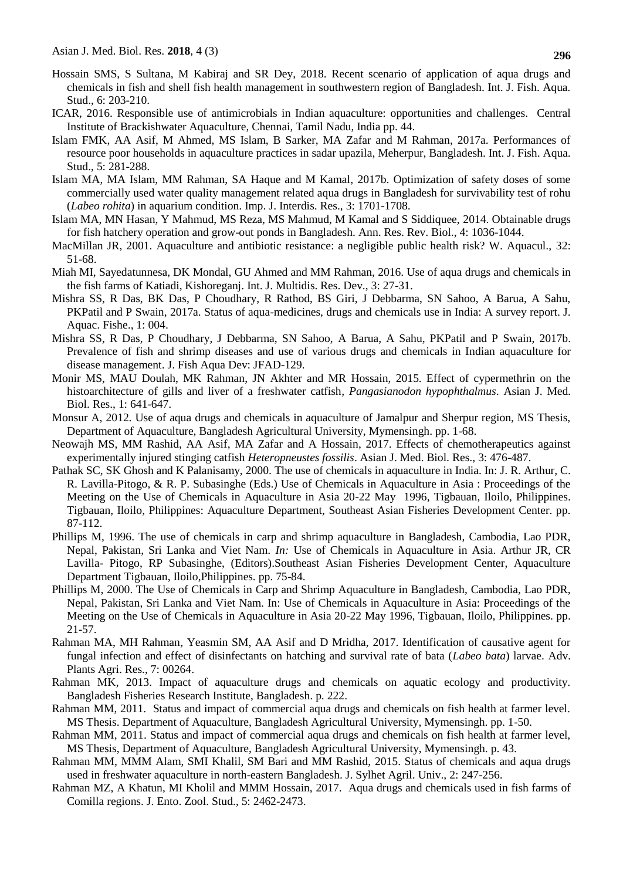Hossain SMS, S Sultana, M Kabiraj and SR Dey, 2018. Recent scenario of application of aqua drugs and chemicals in fish and shell fish health management in southwestern region of Bangladesh. Int. J. Fish. Aqua. Stud., 6: 203-210.

ICAR, 2016. Responsible use of antimicrobials in Indian aquaculture: opportunities and challenges. Central Institute of Brackishwater Aquaculture, Chennai, Tamil Nadu, India pp. 44.

Islam FMK, AA Asif, M Ahmed, MS Islam, B Sarker, MA Zafar and M Rahman, 2017a. Performances of resource poor households in aquaculture practices in sadar upazila, Meherpur, Bangladesh. Int. J. Fish. Aqua. Stud., 5: 281-288.

Islam MA, MA Islam, MM Rahman, SA Haque and M Kamal, 2017b. Optimization of safety doses of some commercially used water quality management related aqua drugs in Bangladesh for survivability test of rohu (*Labeo rohita*) in aquarium condition. Imp. J. Interdis. Res., 3: 1701-1708.

Islam MA, MN Hasan, Y Mahmud, MS Reza, MS Mahmud, M Kamal and S Siddiquee, 2014. Obtainable drugs for fish hatchery operation and grow-out ponds in Bangladesh. Ann. Res. Rev. Biol., 4: 1036-1044.

MacMillan JR, 2001. Aquaculture and antibiotic resistance: a negligible public health risk? W. Aquacul., 32: 51-68.

Miah MI, Sayedatunnesa, DK Mondal, GU Ahmed and MM Rahman, 2016. Use of aqua drugs and chemicals in the fish farms of Katiadi, Kishoreganj. Int. J. Multidis. Res. Dev., 3: 27-31.

Mishra SS, R Das, BK Das, P Choudhary, R Rathod, BS Giri, J Debbarma, SN Sahoo, A Barua, A Sahu, PKPatil and P Swain, 2017a. Status of aqua-medicines, drugs and chemicals use in India: A survey report. J. Aquac. Fishe., 1: 004.

Mishra SS, R Das, P Choudhary, J Debbarma, SN Sahoo, A Barua, A Sahu, PKPatil and P Swain, 2017b. Prevalence of fish and shrimp diseases and use of various drugs and chemicals in Indian aquaculture for disease management. J. Fish Aqua Dev: JFAD-129.

Monir MS, MAU Doulah, MK Rahman, JN Akhter and MR Hossain, 2015. Effect of cypermethrin on the histoarchitecture of gills and liver of a freshwater catfish, *Pangasianodon hypophthalmus*. Asian J. Med. Biol. Res., 1: 641-647.

Monsur A, 2012. Use of aqua drugs and chemicals in aquaculture of Jamalpur and Sherpur region, MS Thesis, Department of Aquaculture, Bangladesh Agricultural University, Mymensingh. pp. 1-68.

Neowajh MS, MM Rashid, AA Asif, MA Zafar and A Hossain, 2017. Effects of chemotherapeutics against experimentally injured stinging catfish *Heteropneustes fossilis*. Asian J. Med. Biol. Res., 3: 476-487.

Pathak SC, SK Ghosh and K Palanisamy, 2000. The use of chemicals in aquaculture in India. In: J. R. Arthur, C. R. Lavilla-Pitogo, & R. P. Subasinghe (Eds.) Use of Chemicals in Aquaculture in Asia : Proceedings of the Meeting on the Use of Chemicals in Aquaculture in Asia 20-22 May 1996, Tigbauan, Iloilo, Philippines. Tigbauan, Iloilo, Philippines: Aquaculture Department, Southeast Asian Fisheries Development Center. pp. 87-112.

Phillips M, 1996. The use of chemicals in carp and shrimp aquaculture in Bangladesh, Cambodia, Lao PDR, Nepal, Pakistan, Sri Lanka and Viet Nam. *In:* Use of Chemicals in Aquaculture in Asia. Arthur JR, CR Lavilla- Pitogo, RP Subasinghe, (Editors).Southeast Asian Fisheries Development Center, Aquaculture Department Tigbauan, Iloilo,Philippines. pp. 75-84.

Phillips M, 2000. The Use of Chemicals in Carp and Shrimp Aquaculture in Bangladesh, Cambodia, Lao PDR, Nepal, Pakistan, Sri Lanka and Viet Nam. In: Use of Chemicals in Aquaculture in Asia: Proceedings of the Meeting on the Use of Chemicals in Aquaculture in Asia 20-22 May 1996, Tigbauan, Iloilo, Philippines. pp. 21-57.

Rahman MA, MH Rahman, Yeasmin SM, AA Asif and D Mridha, 2017. Identification of causative agent for fungal infection and effect of disinfectants on hatching and survival rate of bata (*Labeo bata*) larvae. Adv. Plants Agri. Res., 7: 00264.

Rahman MK, 2013. Impact of aquaculture drugs and chemicals on aquatic ecology and productivity. Bangladesh Fisheries Research Institute, Bangladesh. p. 222.

Rahman MM, 2011. Status and impact of commercial aqua drugs and chemicals on fish health at farmer level. MS Thesis. Department of Aquaculture, Bangladesh Agricultural University, Mymensingh. pp. 1-50.

Rahman MM, 2011. Status and impact of commercial aqua drugs and chemicals on fish health at farmer level, MS Thesis, Department of Aquaculture, Bangladesh Agricultural University, Mymensingh. p. 43.

Rahman MM, MMM Alam, SMI Khalil, SM Bari and MM Rashid, 2015. Status of chemicals and aqua drugs used in freshwater aquaculture in north-eastern Bangladesh. J. Sylhet Agril. Univ., 2: 247-256.

Rahman MZ, A Khatun, MI Kholil and MMM Hossain, 2017. Aqua drugs and chemicals used in fish farms of Comilla regions. J. Ento. Zool. Stud., 5: 2462-2473.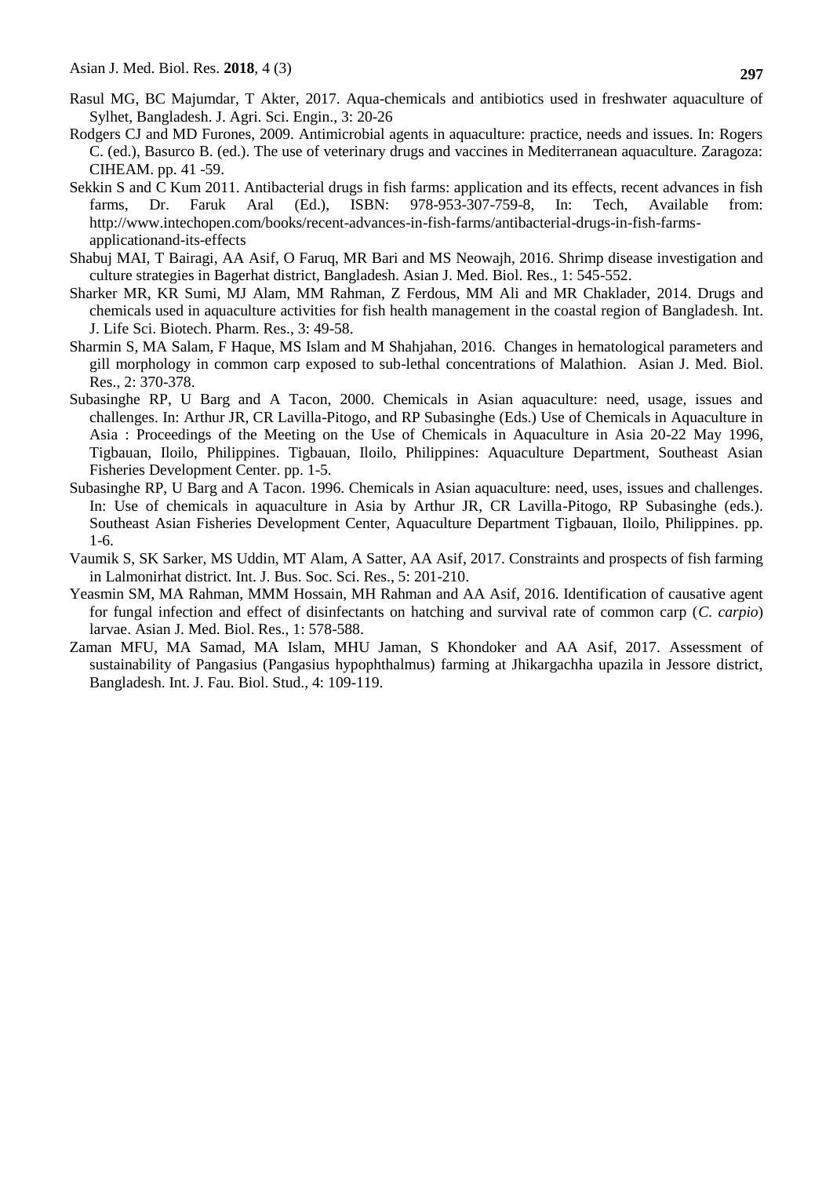Rasul MG, BC Majumdar, T Akter, 2017. Aqua-chemicals and antibiotics used in freshwater aquaculture of Sylhet, Bangladesh. J. Agri. Sci. Engin., 3: 20-26

Rodgers CJ and MD Furones, 2009. Antimicrobial agents in aquaculture: practice, needs and issues. In: Rogers C. (ed.), Basurco B. (ed.). The use of veterinary drugs and vaccines in Mediterranean aquaculture. Zaragoza: CIHEAM. pp. 41 -59.

Sekkin S and C Kum 2011. Antibacterial drugs in fish farms: application and its effects, recent advances in fish farms, Dr. Faruk Aral (Ed.), ISBN: 978-953-307-759-8, In: Tech, Available from: http://www.intechopen.com/books/recent-advances-in-fish-farms/antibacterial-drugs-in-fish-farms-applicationand-its-effects

Shabuj MAI, T Bairagi, AA Asif, O Faruq, MR Bari and MS Neowajh, 2016. Shrimp disease investigation and culture strategies in Bagerhat district, Bangladesh. Asian J. Med. Biol. Res., 1: 545-552.

Sharker MR, KR Sumi, MJ Alam, MM Rahman, Z Ferdous, MM Ali and MR Chaklader, 2014. Drugs and chemicals used in aquaculture activities for fish health management in the coastal region of Bangladesh. Int. J. Life Sci. Biotech. Pharm. Res., 3: 49-58.

Sharmin S, MA Salam, F Haque, MS Islam and M Shahjahan, 2016. Changes in hematological parameters and gill morphology in common carp exposed to sub-lethal concentrations of Malathion. Asian J. Med. Biol. Res., 2: 370-378.

Subasinghe RP, U Barg and A Tacon, 2000. Chemicals in Asian aquaculture: need, usage, issues and challenges. In: Arthur JR, CR Lavilla-Pitogo, and RP Subasinghe (Eds.) Use of Chemicals in Aquaculture in Asia : Proceedings of the Meeting on the Use of Chemicals in Aquaculture in Asia 20-22 May 1996, Tigbauan, Iloilo, Philippines. Tigbauan, Iloilo, Philippines: Aquaculture Department, Southeast Asian Fisheries Development Center. pp. 1-5.

Subasinghe RP, U Barg and A Tacon. 1996. Chemicals in Asian aquaculture: need, uses, issues and challenges. In: Use of chemicals in aquaculture in Asia by Arthur JR, CR Lavilla-Pitogo, RP Subasinghe (eds.). Southeast Asian Fisheries Development Center, Aquaculture Department Tigbauan, Iloilo, Philippines. pp. 1-6.

Vaumik S, SK Sarker, MS Uddin, MT Alam, A Satter, AA Asif, 2017. Constraints and prospects of fish farming in Lalmonirhat district. Int. J. Bus. Soc. Sci. Res., 5: 201-210.

Yeasmin SM, MA Rahman, MMM Hossain, MH Rahman and AA Asif, 2016. Identification of causative agent for fungal infection and effect of disinfectants on hatching and survival rate of common carp (*C. carpio*) larvae. Asian J. Med. Biol. Res., 1: 578-588.

Zaman MFU, MA Samad, MA Islam, MHU Jaman, S Khondoker and AA Asif, 2017. Assessment of sustainability of Pangasius (Pangasius hypophthalmus) farming at Jhikargachha upazila in Jessore district, Bangladesh. Int. J. Fau. Biol. Stud., 4: 109-119.